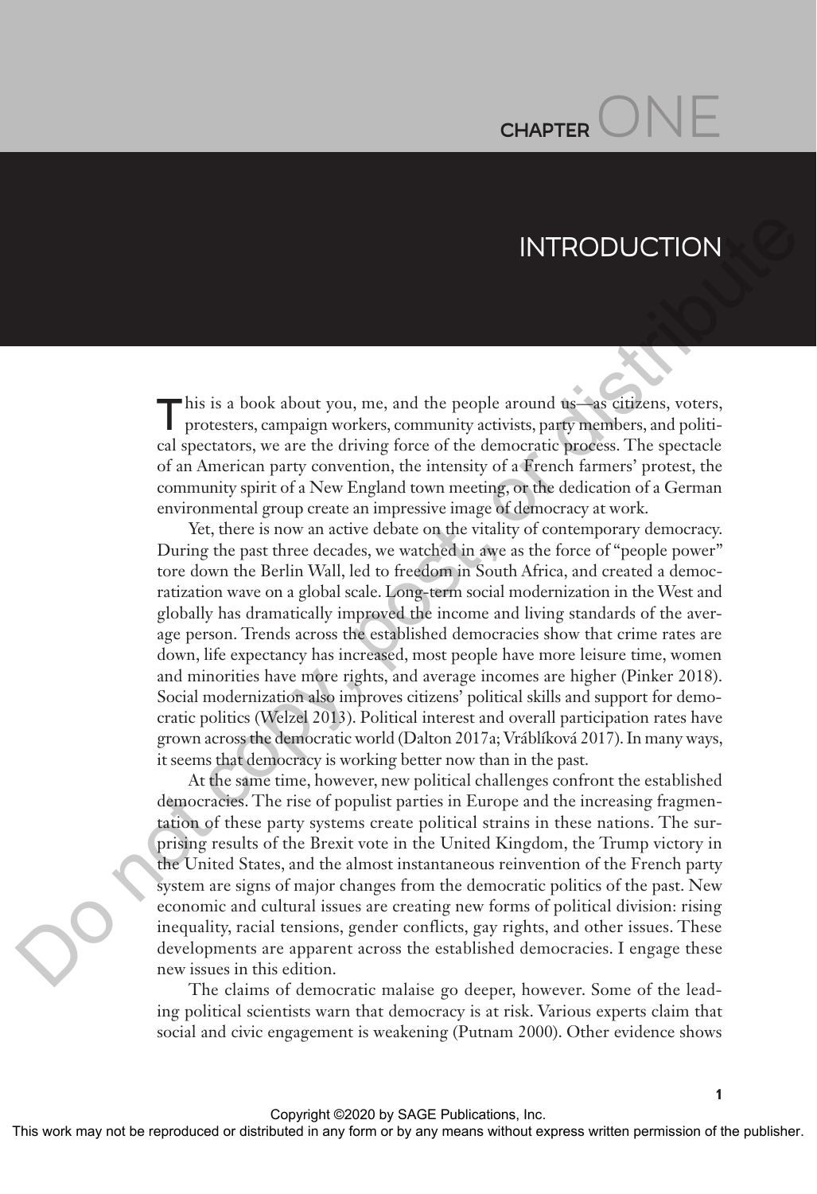# CHAPTER ONE

# INTRODUCTION

This is a book about you, me, and the people around us—as citizens, voters, protesters, campaign workers, community activists, party members, and political spectators, we are the driving force of the democratic process. The spectacle of an American party convention, the intensity of a French farmers' protest, the community spirit of a New England town meeting, or the dedication of a German environmental group create an impressive image of democracy at work.

Yet, there is now an active debate on the vitality of contemporary democracy. During the past three decades, we watched in awe as the force of "people power" tore down the Berlin Wall, led to freedom in South Africa, and created a democratization wave on a global scale. Long-term social modernization in the West and globally has dramatically improved the income and living standards of the average person. Trends across the established democracies show that crime rates are down, life expectancy has increased, most people have more leisure time, women and minorities have more rights, and average incomes are higher (Pinker 2018). Social modernization also improves citizens' political skills and support for democratic politics (Welzel 2013). Political interest and overall participation rates have grown across the democratic world (Dalton 2017a; Vráblíková 2017). In many ways, it seems that democracy is working better now than in the past.

At the same time, however, new political challenges confront the established democracies. The rise of populist parties in Europe and the increasing fragmentation of these party systems create political strains in these nations. The surprising results of the Brexit vote in the United Kingdom, the Trump victory in the United States, and the almost instantaneous reinvention of the French party system are signs of major changes from the democratic politics of the past. New economic and cultural issues are creating new forms of political division: rising inequality, racial tensions, gender conflicts, gay rights, and other issues. These developments are apparent across the established democracies. I engage these new issues in this edition.

The claims of democratic malaise go deeper, however. Some of the leading political scientists warn that democracy is at risk. Various experts claim that social and civic engagement is weakening (Putnam 2000). Other evidence shows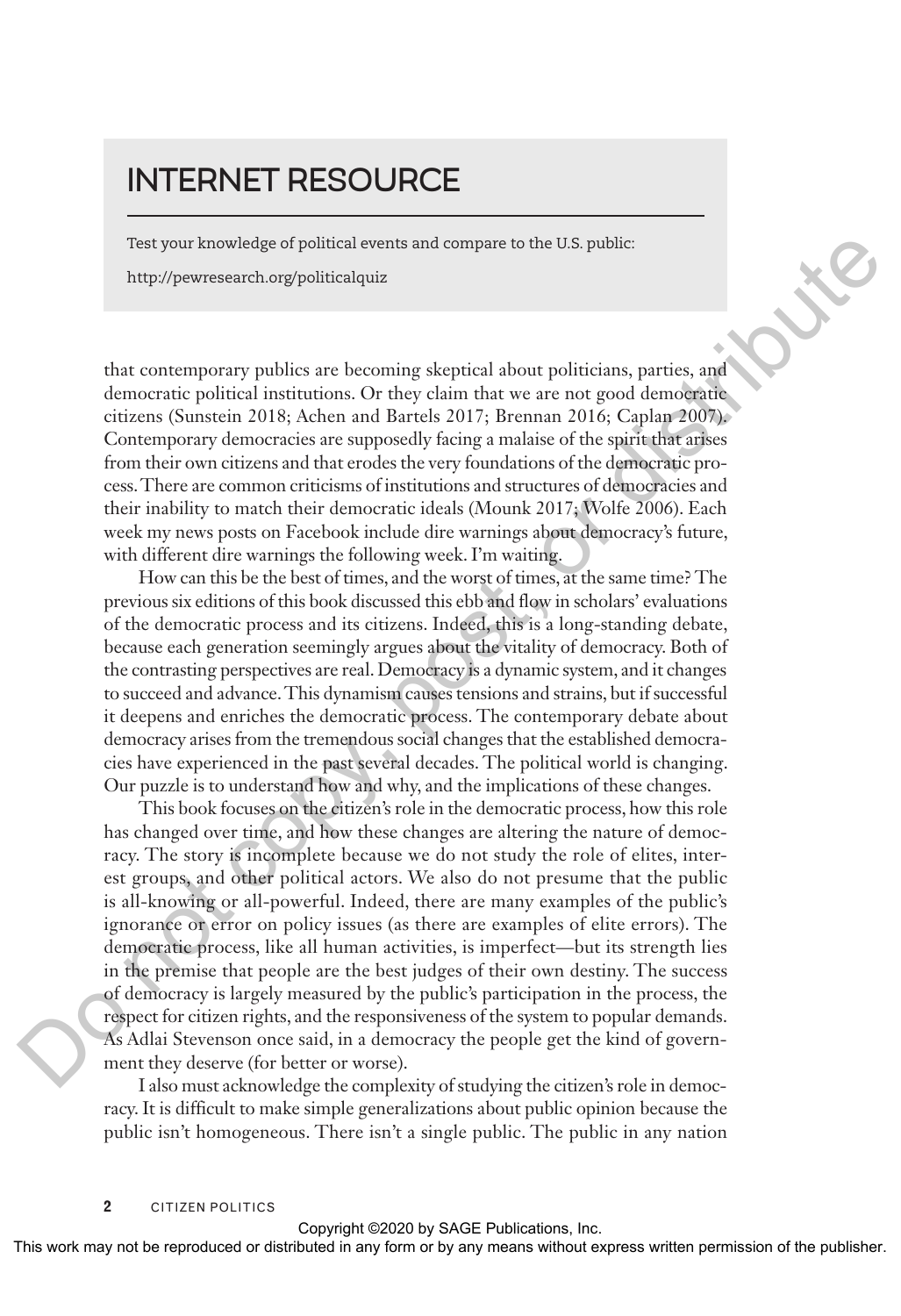## INTERNET RESOURCE

Test your knowledge of political events and compare to the U.S. public:

http://pewresearch.org/politicalquiz

that contemporary publics are becoming skeptical about politicians, parties, and democratic political institutions. Or they claim that we are not good democratic citizens (Sunstein 2018; Achen and Bartels 2017; Brennan 2016; Caplan 2007). Contemporary democracies are supposedly facing a malaise of the spirit that arises from their own citizens and that erodes the very foundations of the democratic process. There are common criticisms of institutions and structures of democracies and their inability to match their democratic ideals (Mounk 2017; Wolfe 2006). Each week my news posts on Facebook include dire warnings about democracy's future, with different dire warnings the following week. I'm waiting.

How can this be the best of times, and the worst of times, at the same time? The previous six editions of this book discussed this ebb and flow in scholars' evaluations of the democratic process and its citizens. Indeed, this is a long-standing debate, because each generation seemingly argues about the vitality of democracy. Both of the contrasting perspectives are real. Democracy is a dynamic system, and it changes to succeed and advance. This dynamism causes tensions and strains, but if successful it deepens and enriches the democratic process. The contemporary debate about democracy arises from the tremendous social changes that the established democracies have experienced in the past several decades. The political world is changing. Our puzzle is to understand how and why, and the implications of these changes.

This book focuses on the citizen's role in the democratic process, how this role has changed over time, and how these changes are altering the nature of democracy. The story is incomplete because we do not study the role of elites, interest groups, and other political actors. We also do not presume that the public is all-knowing or all-powerful. Indeed, there are many examples of the public's ignorance or error on policy issues (as there are examples of elite errors). The democratic process, like all human activities, is imperfect—but its strength lies in the premise that people are the best judges of their own destiny. The success of democracy is largely measured by the public's participation in the process, the respect for citizen rights, and the responsiveness of the system to popular demands. As Adlai Stevenson once said, in a democracy the people get the kind of government they deserve (for better or worse).

I also must acknowledge the complexity of studying the citizen's role in democracy. It is difficult to make simple generalizations about public opinion because the public isn't homogeneous. There isn't a single public. The public in any nation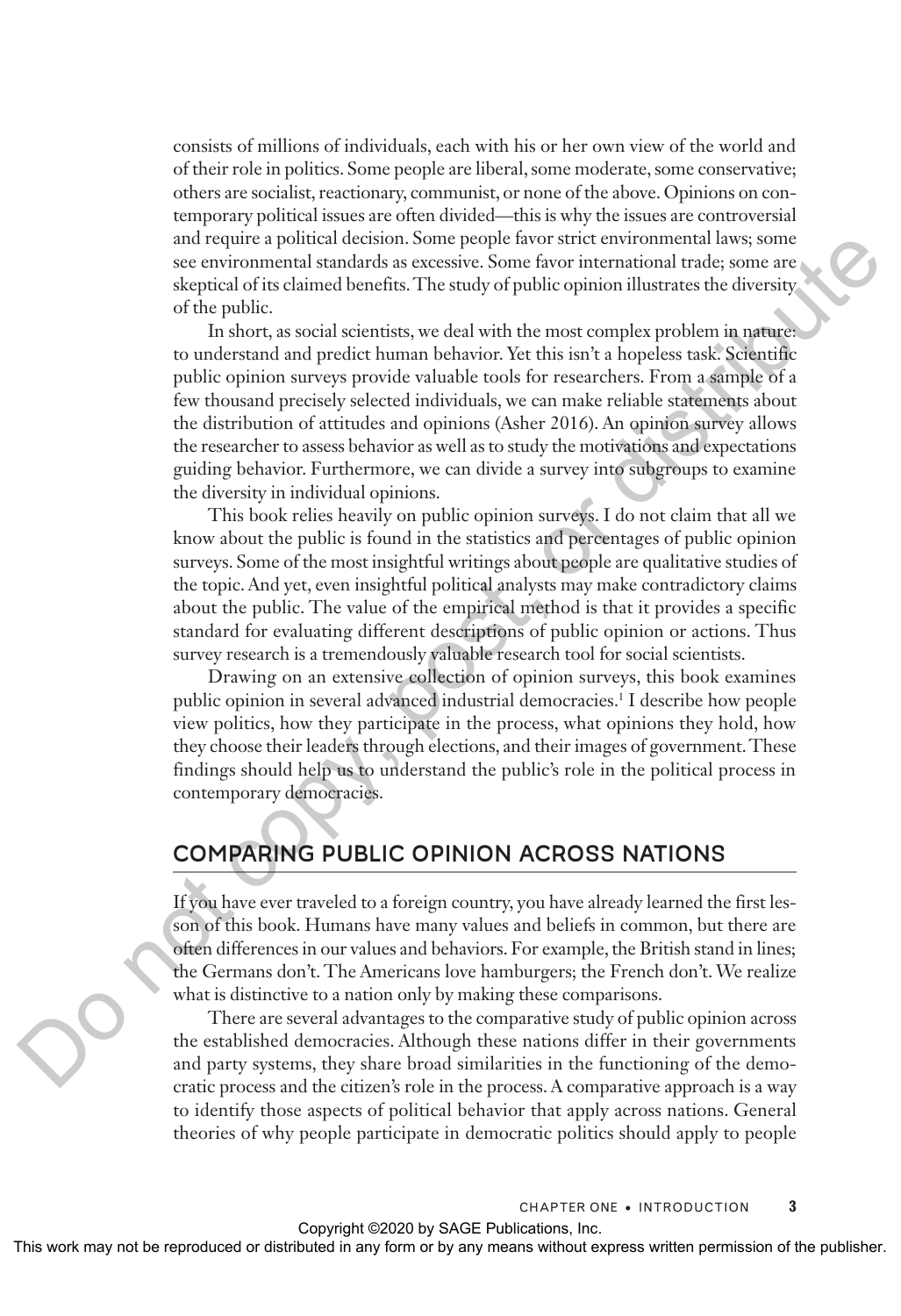consists of millions of individuals, each with his or her own view of the world and of their role in politics. Some people are liberal, some moderate, some conservative; others are socialist, reactionary, communist, or none of the above. Opinions on contemporary political issues are often divided—this is why the issues are controversial and require a political decision. Some people favor strict environmental laws; some see environmental standards as excessive. Some favor international trade; some are skeptical of its claimed benefits. The study of public opinion illustrates the diversity of the public.

In short, as social scientists, we deal with the most complex problem in nature: to understand and predict human behavior. Yet this isn't a hopeless task. Scientific public opinion surveys provide valuable tools for researchers. From a sample of a few thousand precisely selected individuals, we can make reliable statements about the distribution of attitudes and opinions (Asher 2016). An opinion survey allows the researcher to assess behavior as well as to study the motivations and expectations guiding behavior. Furthermore, we can divide a survey into subgroups to examine the diversity in individual opinions.

This book relies heavily on public opinion surveys. I do not claim that all we know about the public is found in the statistics and percentages of public opinion surveys. Some of the most insightful writings about people are qualitative studies of the topic. And yet, even insightful political analysts may make contradictory claims about the public. The value of the empirical method is that it provides a specific standard for evaluating different descriptions of public opinion or actions. Thus survey research is a tremendously valuable research tool for social scientists.

Drawing on an extensive collection of opinion surveys, this book examines public opinion in several advanced industrial democracies.[1] I describe how people view politics, how they participate in the process, what opinions they hold, how they choose their leaders through elections, and their images of government. These findings should help us to understand the public's role in the political process in contemporary democracies.

## COMPARING PUBLIC OPINION ACROSS NATIONS

If you have ever traveled to a foreign country, you have already learned the first lesson of this book. Humans have many values and beliefs in common, but there are often differences in our values and behaviors. For example, the British stand in lines; the Germans don't. The Americans love hamburgers; the French don't. We realize what is distinctive to a nation only by making these comparisons.

There are several advantages to the comparative study of public opinion across the established democracies. Although these nations differ in their governments and party systems, they share broad similarities in the functioning of the democratic process and the citizen's role in the process. A comparative approach is a way to identify those aspects of political behavior that apply across nations. General theories of why people participate in democratic politics should apply to people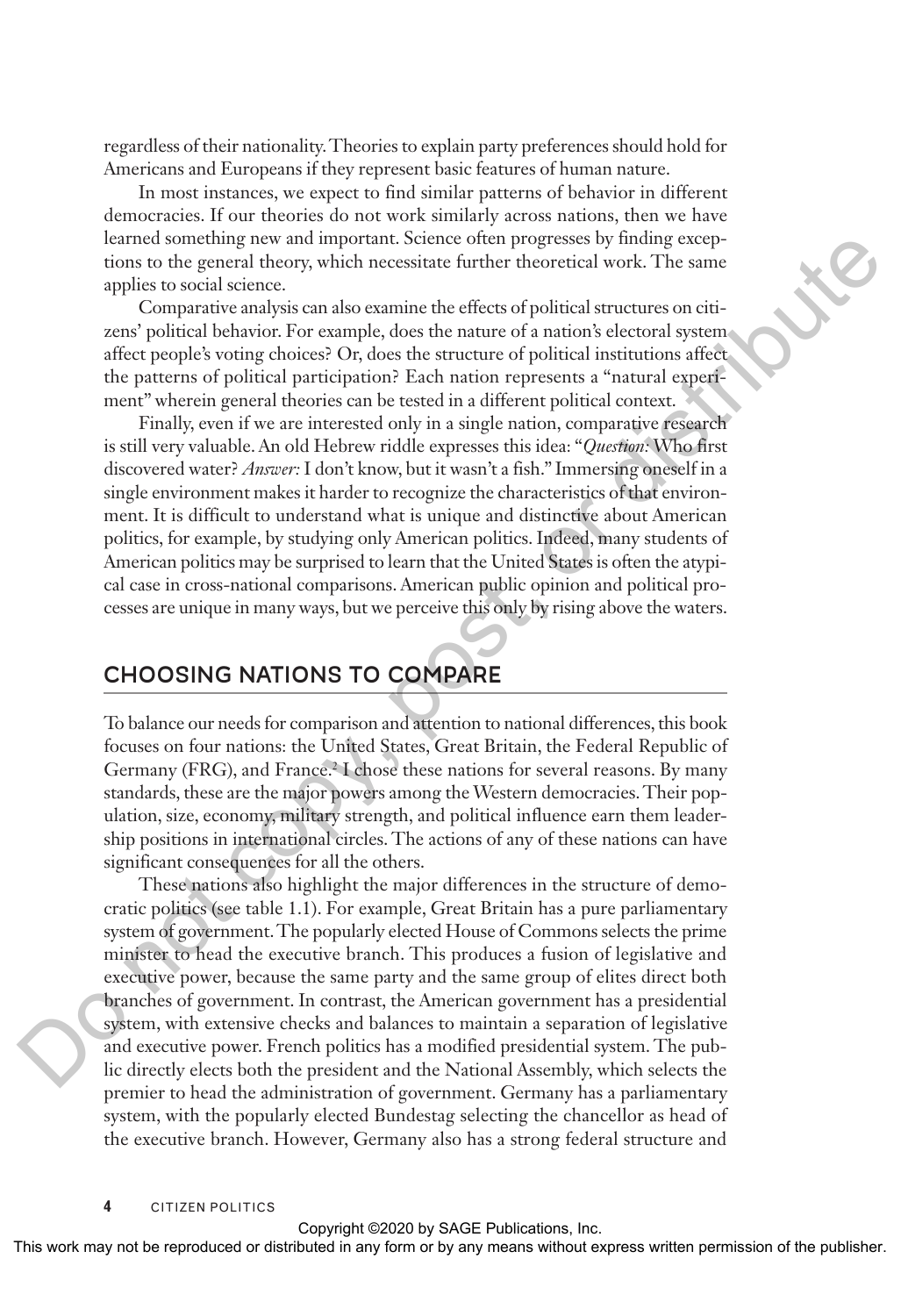regardless of their nationality. Theories to explain party preferences should hold for Americans and Europeans if they represent basic features of human nature.

In most instances, we expect to find similar patterns of behavior in different democracies. If our theories do not work similarly across nations, then we have learned something new and important. Science often progresses by finding exceptions to the general theory, which necessitate further theoretical work. The same applies to social science.

Comparative analysis can also examine the effects of political structures on citizens' political behavior. For example, does the nature of a nation's electoral system affect people's voting choices? Or, does the structure of political institutions affect the patterns of political participation? Each nation represents a "natural experiment" wherein general theories can be tested in a different political context.

Finally, even if we are interested only in a single nation, comparative research is still very valuable. An old Hebrew riddle expresses this idea: "*Question:* Who first discovered water? *Answer:* I don't know, but it wasn't a fish." Immersing oneself in a single environment makes it harder to recognize the characteristics of that environment. It is difficult to understand what is unique and distinctive about American politics, for example, by studying only American politics. Indeed, many students of American politics may be surprised to learn that the United States is often the atypical case in cross-national comparisons. American public opinion and political processes are unique in many ways, but we perceive this only by rising above the waters.

## CHOOSING NATIONS TO COMPARE

To balance our needs for comparison and attention to national differences, this book focuses on four nations: the United States, Great Britain, the Federal Republic of Germany (FRG), and France.[2] I chose these nations for several reasons. By many standards, these are the major powers among the Western democracies. Their population, size, economy, military strength, and political influence earn them leadership positions in international circles. The actions of any of these nations can have significant consequences for all the others.

These nations also highlight the major differences in the structure of democratic politics (see table 1.1). For example, Great Britain has a pure parliamentary system of government. The popularly elected House of Commons selects the prime minister to head the executive branch. This produces a fusion of legislative and executive power, because the same party and the same group of elites direct both branches of government. In contrast, the American government has a presidential system, with extensive checks and balances to maintain a separation of legislative and executive power. French politics has a modified presidential system. The public directly elects both the president and the National Assembly, which selects the premier to head the administration of government. Germany has a parliamentary system, with the popularly elected Bundestag selecting the chancellor as head of the executive branch. However, Germany also has a strong federal structure and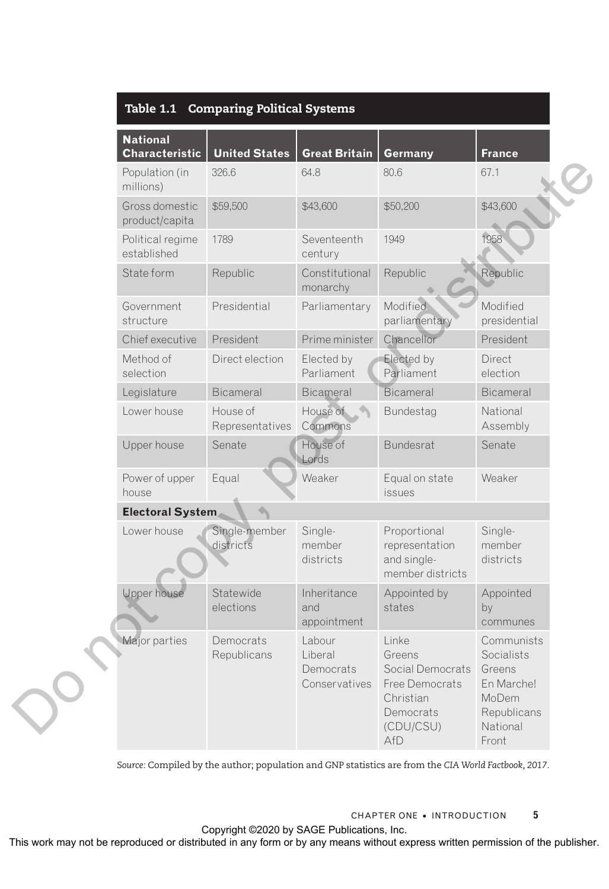**Table 1.1 Comparing Political Systems**

| National Characteristic | United States | Great Britain | Germany | France |
|---|---|---|---|---|
| Population (in millions) | 326.6 | 64.8 | 80.6 | 67.1 |
| Gross domestic product/capita | $59,500 | $43,600 | $50,200 | $43,600 |
| Political regime established | 1789 | Seventeenth century | 1949 | 1958 |
| State form | Republic | Constitutional monarchy | Republic | Republic |
| Government structure | Presidential | Parliamentary | Modified parliamentary | Modified presidential |
| Chief executive | President | Prime minister | Chancellor | President |
| Method of selection | Direct election | Elected by Parliament | Elected by Parliament | Direct election |
| Legislature | Bicameral | Bicameral | Bicameral | Bicameral |
| Lower house | House of Representatives | House of Commons | Bundestag | National Assembly |
| Upper house | Senate | House of Lords | Bundesrat | Senate |
| Power of upper house | Equal | Weaker | Equal on state issues | Weaker |
| **Electoral System** | | | | |
| Lower house | Single-member districts | Single-member districts | Proportional representation and single-member districts | Single-member districts |
| Upper house | Statewide elections | Inheritance and appointment | Appointed by states | Appointed by communes |
| Major parties | Democrats<br>Republicans | Labour<br>Liberal Democrats<br>Conservatives | Linke<br>Greens<br>Social Democrats<br>Free Democrats<br>Christian Democrats (CDU/CSU)<br>AfD | Communists<br>Socialists<br>Greens<br>En Marche!<br>MoDem<br>Republicans<br>National Front |

*Source:* Compiled by the author; population and GNP statistics are from the *CIA World Factbook, 2017*.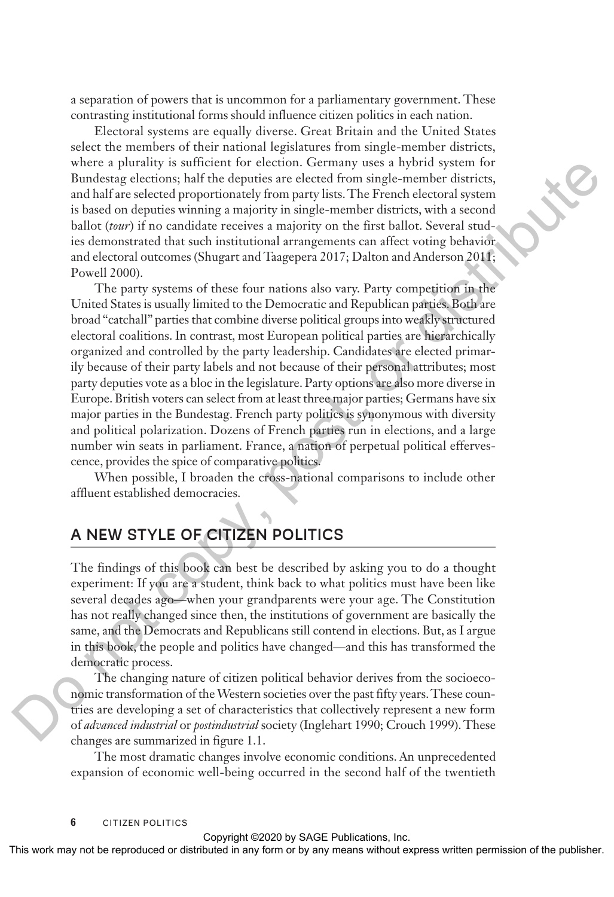a separation of powers that is uncommon for a parliamentary government. These contrasting institutional forms should influence citizen politics in each nation.

Electoral systems are equally diverse. Great Britain and the United States select the members of their national legislatures from single-member districts, where a plurality is sufficient for election. Germany uses a hybrid system for Bundestag elections; half the deputies are elected from single-member districts, and half are selected proportionately from party lists. The French electoral system is based on deputies winning a majority in single-member districts, with a second ballot (*tour*) if no candidate receives a majority on the first ballot. Several studies demonstrated that such institutional arrangements can affect voting behavior and electoral outcomes (Shugart and Taagepera 2017; Dalton and Anderson 2011; Powell 2000).

The party systems of these four nations also vary. Party competition in the United States is usually limited to the Democratic and Republican parties. Both are broad "catchall" parties that combine diverse political groups into weakly structured electoral coalitions. In contrast, most European political parties are hierarchically organized and controlled by the party leadership. Candidates are elected primarily because of their party labels and not because of their personal attributes; most party deputies vote as a bloc in the legislature. Party options are also more diverse in Europe. British voters can select from at least three major parties; Germans have six major parties in the Bundestag. French party politics is synonymous with diversity and political polarization. Dozens of French parties run in elections, and a large number win seats in parliament. France, a nation of perpetual political effervescence, provides the spice of comparative politics.

When possible, I broaden the cross-national comparisons to include other affluent established democracies.

## A NEW STYLE OF CITIZEN POLITICS

The findings of this book can best be described by asking you to do a thought experiment: If you are a student, think back to what politics must have been like several decades ago—when your grandparents were your age. The Constitution has not really changed since then, the institutions of government are basically the same, and the Democrats and Republicans still contend in elections. But, as I argue in this book, the people and politics have changed—and this has transformed the democratic process.

The changing nature of citizen political behavior derives from the socioeconomic transformation of the Western societies over the past fifty years. These countries are developing a set of characteristics that collectively represent a new form of *advanced industrial* or *postindustrial* society (Inglehart 1990; Crouch 1999). These changes are summarized in figure 1.1.

The most dramatic changes involve economic conditions. An unprecedented expansion of economic well-being occurred in the second half of the twentieth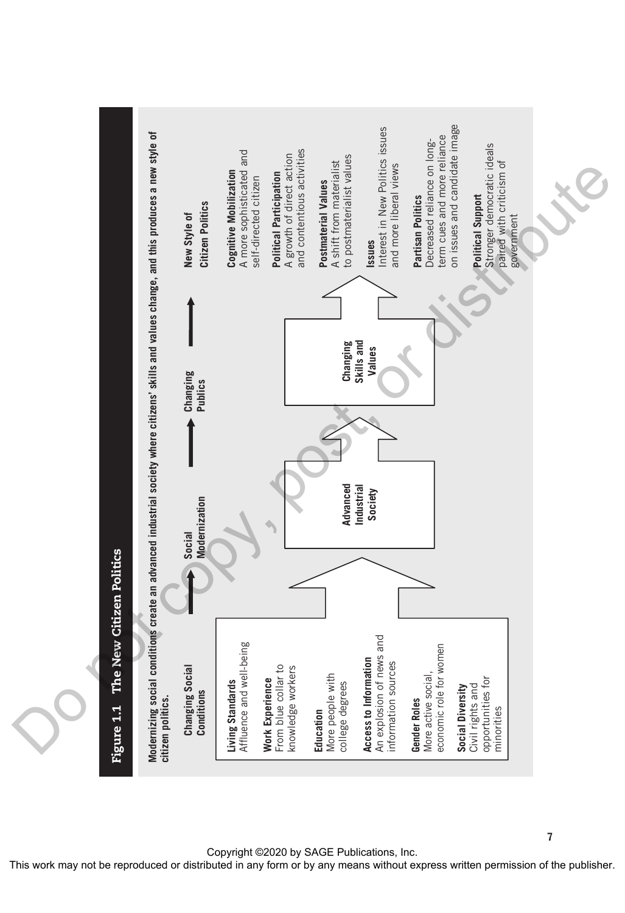**Figure 1.1 The New Citizen Politics**

**Modernizing social conditions create an advanced industrial society where citizens' skills and values change, and this produces a new style of citizen politics.**

| Changing Social Conditions | → Social Modernization | → Changing Publics | → New Style of Citizen Politics |
|---|---|---|---|
| **Living Standards** Affluence and well-being | | | **Cognitive Mobilization** A more sophisticated and self-directed citizen |
| **Work Experience** From blue collar to knowledge workers | | | **Political Participation** A growth of direct action and contentious activities |
| **Education** More people with college degrees | **Advanced Industrial Society** | **Changing Skills and Values** | **Postmaterial Values** A shift from materialist to postmaterialist values |
| **Access to Information** An explosion of news and information sources | | | **Issues** Interest in New Politics issues and more liberal views |
| **Gender Roles** More active social, economic role for women | | | **Partisan Politics** Decreased reliance on long-term cues and more reliance on issues and candidate image |
| **Social Diversity** Civil rights and opportunities for minorities | | | **Political Support** Stronger democratic ideals paired with criticism of government |

Copyright ©2020 by SAGE Publications, Inc.
This work may not be reproduced or distributed in any form or by any means without express written permission of the publisher.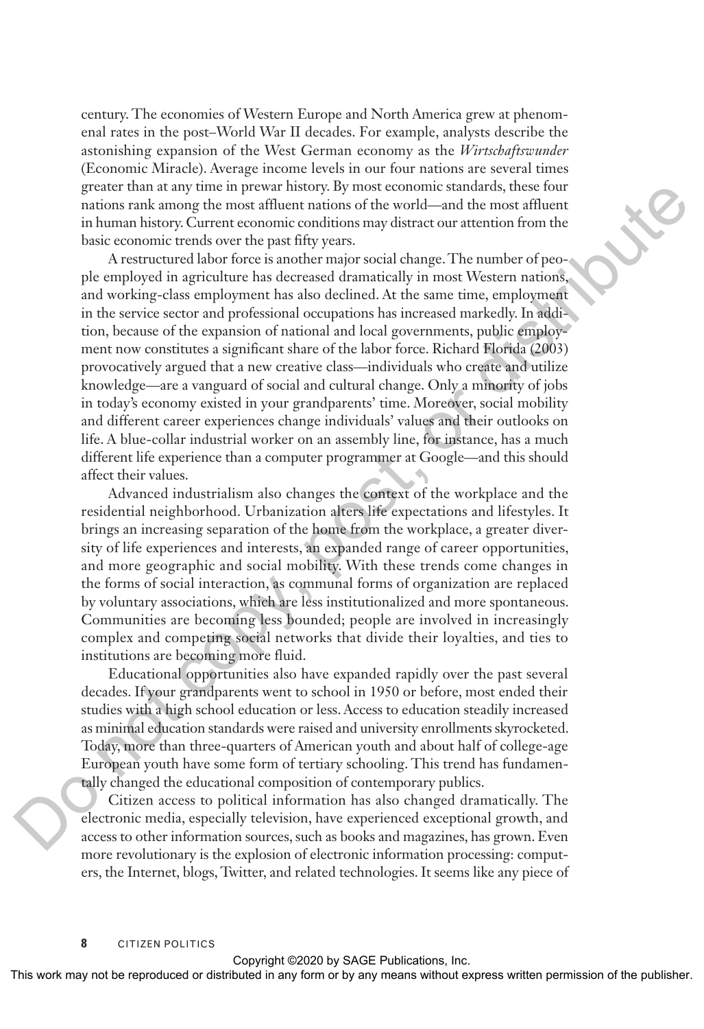century. The economies of Western Europe and North America grew at phenomenal rates in the post–World War II decades. For example, analysts describe the astonishing expansion of the West German economy as the *Wirtschaftswunder* (Economic Miracle). Average income levels in our four nations are several times greater than at any time in prewar history. By most economic standards, these four nations rank among the most affluent nations of the world—and the most affluent in human history. Current economic conditions may distract our attention from the basic economic trends over the past fifty years.

A restructured labor force is another major social change. The number of people employed in agriculture has decreased dramatically in most Western nations, and working-class employment has also declined. At the same time, employment in the service sector and professional occupations has increased markedly. In addition, because of the expansion of national and local governments, public employment now constitutes a significant share of the labor force. Richard Florida (2003) provocatively argued that a new creative class—individuals who create and utilize knowledge—are a vanguard of social and cultural change. Only a minority of jobs in today's economy existed in your grandparents' time. Moreover, social mobility and different career experiences change individuals' values and their outlooks on life. A blue-collar industrial worker on an assembly line, for instance, has a much different life experience than a computer programmer at Google—and this should affect their values.

Advanced industrialism also changes the context of the workplace and the residential neighborhood. Urbanization alters life expectations and lifestyles. It brings an increasing separation of the home from the workplace, a greater diversity of life experiences and interests, an expanded range of career opportunities, and more geographic and social mobility. With these trends come changes in the forms of social interaction, as communal forms of organization are replaced by voluntary associations, which are less institutionalized and more spontaneous. Communities are becoming less bounded; people are involved in increasingly complex and competing social networks that divide their loyalties, and ties to institutions are becoming more fluid.

Educational opportunities also have expanded rapidly over the past several decades. If your grandparents went to school in 1950 or before, most ended their studies with a high school education or less. Access to education steadily increased as minimal education standards were raised and university enrollments skyrocketed. Today, more than three-quarters of American youth and about half of college-age European youth have some form of tertiary schooling. This trend has fundamentally changed the educational composition of contemporary publics.

Citizen access to political information has also changed dramatically. The electronic media, especially television, have experienced exceptional growth, and access to other information sources, such as books and magazines, has grown. Even more revolutionary is the explosion of electronic information processing: computers, the Internet, blogs, Twitter, and related technologies. It seems like any piece of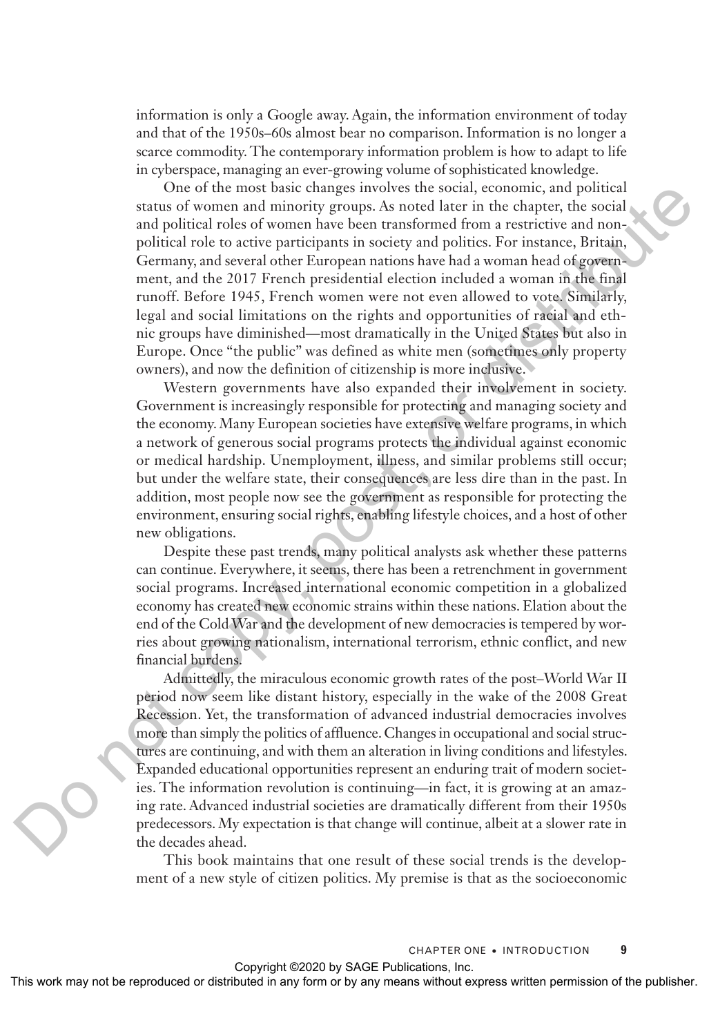information is only a Google away. Again, the information environment of today and that of the 1950s–60s almost bear no comparison. Information is no longer a scarce commodity. The contemporary information problem is how to adapt to life in cyberspace, managing an ever-growing volume of sophisticated knowledge.

One of the most basic changes involves the social, economic, and political status of women and minority groups. As noted later in the chapter, the social and political roles of women have been transformed from a restrictive and non-political role to active participants in society and politics. For instance, Britain, Germany, and several other European nations have had a woman head of government, and the 2017 French presidential election included a woman in the final runoff. Before 1945, French women were not even allowed to vote. Similarly, legal and social limitations on the rights and opportunities of racial and ethnic groups have diminished—most dramatically in the United States but also in Europe. Once "the public" was defined as white men (sometimes only property owners), and now the definition of citizenship is more inclusive.

Western governments have also expanded their involvement in society. Government is increasingly responsible for protecting and managing society and the economy. Many European societies have extensive welfare programs, in which a network of generous social programs protects the individual against economic or medical hardship. Unemployment, illness, and similar problems still occur; but under the welfare state, their consequences are less dire than in the past. In addition, most people now see the government as responsible for protecting the environment, ensuring social rights, enabling lifestyle choices, and a host of other new obligations.

Despite these past trends, many political analysts ask whether these patterns can continue. Everywhere, it seems, there has been a retrenchment in government social programs. Increased international economic competition in a globalized economy has created new economic strains within these nations. Elation about the end of the Cold War and the development of new democracies is tempered by worries about growing nationalism, international terrorism, ethnic conflict, and new financial burdens.

Admittedly, the miraculous economic growth rates of the post–World War II period now seem like distant history, especially in the wake of the 2008 Great Recession. Yet, the transformation of advanced industrial democracies involves more than simply the politics of affluence. Changes in occupational and social structures are continuing, and with them an alteration in living conditions and lifestyles. Expanded educational opportunities represent an enduring trait of modern societies. The information revolution is continuing—in fact, it is growing at an amazing rate. Advanced industrial societies are dramatically different from their 1950s predecessors. My expectation is that change will continue, albeit at a slower rate in the decades ahead.

This book maintains that one result of these social trends is the development of a new style of citizen politics. My premise is that as the socioeconomic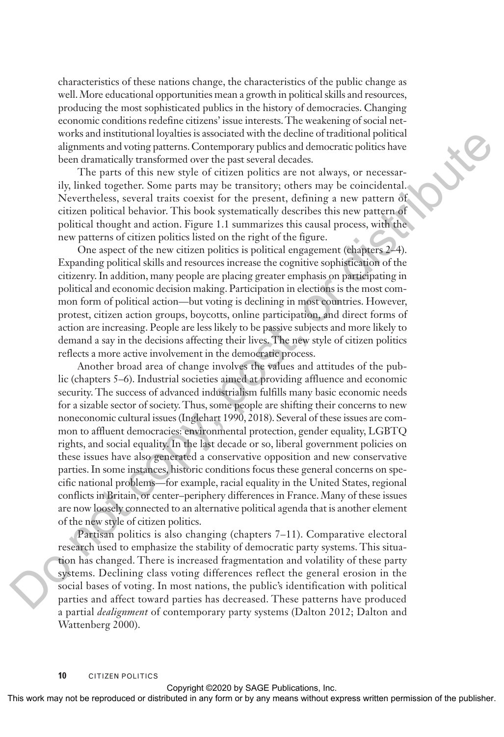characteristics of these nations change, the characteristics of the public change as well. More educational opportunities mean a growth in political skills and resources, producing the most sophisticated publics in the history of democracies. Changing economic conditions redefine citizens' issue interests. The weakening of social networks and institutional loyalties is associated with the decline of traditional political alignments and voting patterns. Contemporary publics and democratic politics have been dramatically transformed over the past several decades.

The parts of this new style of citizen politics are not always, or necessarily, linked together. Some parts may be transitory; others may be coincidental. Nevertheless, several traits coexist for the present, defining a new pattern of citizen political behavior. This book systematically describes this new pattern of political thought and action. Figure 1.1 summarizes this causal process, with the new patterns of citizen politics listed on the right of the figure.

One aspect of the new citizen politics is political engagement (chapters 2–4). Expanding political skills and resources increase the cognitive sophistication of the citizenry. In addition, many people are placing greater emphasis on participating in political and economic decision making. Participation in elections is the most common form of political action—but voting is declining in most countries. However, protest, citizen action groups, boycotts, online participation, and direct forms of action are increasing. People are less likely to be passive subjects and more likely to demand a say in the decisions affecting their lives. The new style of citizen politics reflects a more active involvement in the democratic process.

Another broad area of change involves the values and attitudes of the public (chapters 5–6). Industrial societies aimed at providing affluence and economic security. The success of advanced industrialism fulfills many basic economic needs for a sizable sector of society. Thus, some people are shifting their concerns to new noneconomic cultural issues (Inglehart 1990, 2018). Several of these issues are common to affluent democracies: environmental protection, gender equality, LGBTQ rights, and social equality. In the last decade or so, liberal government policies on these issues have also generated a conservative opposition and new conservative parties. In some instances, historic conditions focus these general concerns on specific national problems—for example, racial equality in the United States, regional conflicts in Britain, or center–periphery differences in France. Many of these issues are now loosely connected to an alternative political agenda that is another element of the new style of citizen politics.

Partisan politics is also changing (chapters 7–11). Comparative electoral research used to emphasize the stability of democratic party systems. This situation has changed. There is increased fragmentation and volatility of these party systems. Declining class voting differences reflect the general erosion in the social bases of voting. In most nations, the public's identification with political parties and affect toward parties has decreased. These patterns have produced a partial *dealignment* of contemporary party systems (Dalton 2012; Dalton and Wattenberg 2000).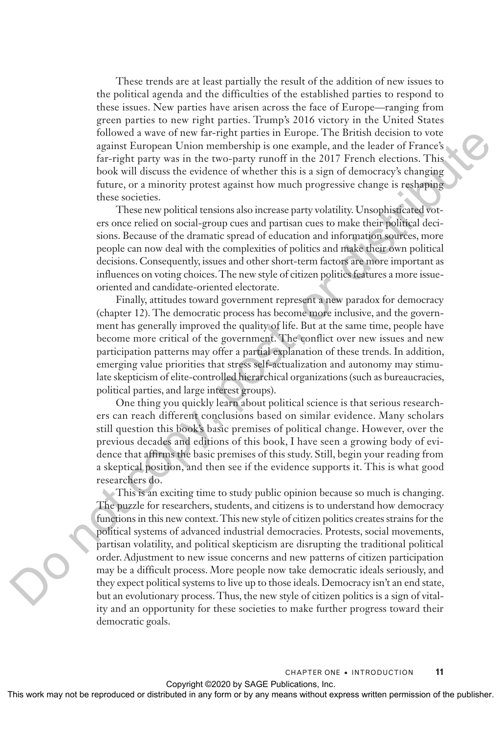These trends are at least partially the result of the addition of new issues to the political agenda and the difficulties of the established parties to respond to these issues. New parties have arisen across the face of Europe—ranging from green parties to new right parties. Trump's 2016 victory in the United States followed a wave of new far-right parties in Europe. The British decision to vote against European Union membership is one example, and the leader of France's far-right party was in the two-party runoff in the 2017 French elections. This book will discuss the evidence of whether this is a sign of democracy's changing future, or a minority protest against how much progressive change is reshaping these societies.

These new political tensions also increase party volatility. Unsophisticated voters once relied on social-group cues and partisan cues to make their political decisions. Because of the dramatic spread of education and information sources, more people can now deal with the complexities of politics and make their own political decisions. Consequently, issues and other short-term factors are more important as influences on voting choices. The new style of citizen politics features a more issue-oriented and candidate-oriented electorate.

Finally, attitudes toward government represent a new paradox for democracy (chapter 12). The democratic process has become more inclusive, and the government has generally improved the quality of life. But at the same time, people have become more critical of the government. The conflict over new issues and new participation patterns may offer a partial explanation of these trends. In addition, emerging value priorities that stress self-actualization and autonomy may stimulate skepticism of elite-controlled hierarchical organizations (such as bureaucracies, political parties, and large interest groups).

One thing you quickly learn about political science is that serious researchers can reach different conclusions based on similar evidence. Many scholars still question this book's basic premises of political change. However, over the previous decades and editions of this book, I have seen a growing body of evidence that affirms the basic premises of this study. Still, begin your reading from a skeptical position, and then see if the evidence supports it. This is what good researchers do.

This is an exciting time to study public opinion because so much is changing. The puzzle for researchers, students, and citizens is to understand how democracy functions in this new context. This new style of citizen politics creates strains for the political systems of advanced industrial democracies. Protests, social movements, partisan volatility, and political skepticism are disrupting the traditional political order. Adjustment to new issue concerns and new patterns of citizen participation may be a difficult process. More people now take democratic ideals seriously, and they expect political systems to live up to those ideals. Democracy isn't an end state, but an evolutionary process. Thus, the new style of citizen politics is a sign of vitality and an opportunity for these societies to make further progress toward their democratic goals.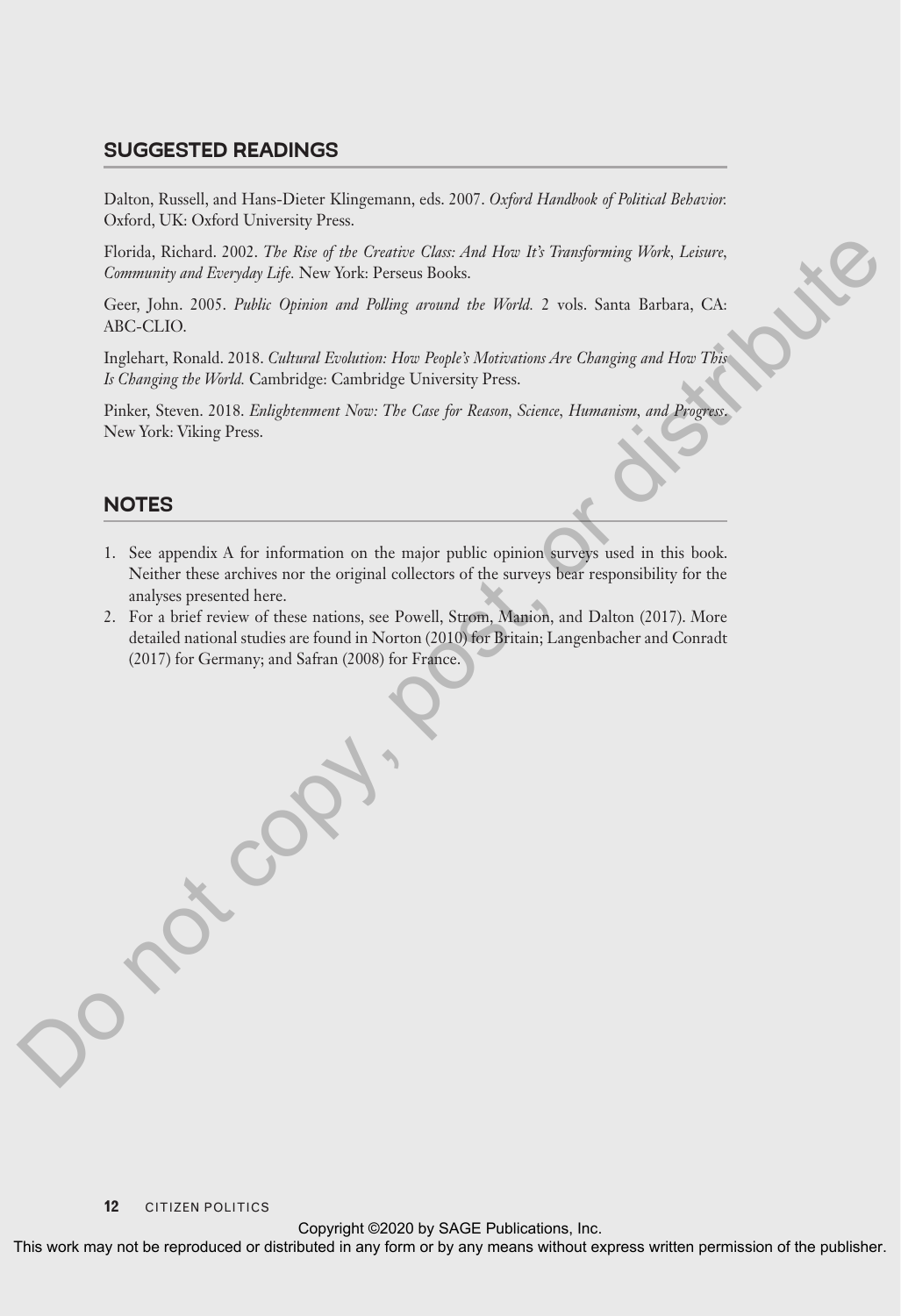## SUGGESTED READINGS

Dalton, Russell, and Hans-Dieter Klingemann, eds. 2007. *Oxford Handbook of Political Behavior.* Oxford, UK: Oxford University Press.

Florida, Richard. 2002. *The Rise of the Creative Class: And How It's Transforming Work, Leisure, Community and Everyday Life.* New York: Perseus Books.

Geer, John. 2005. *Public Opinion and Polling around the World.* 2 vols. Santa Barbara, CA: ABC-CLIO.

Inglehart, Ronald. 2018. *Cultural Evolution: How People's Motivations Are Changing and How This Is Changing the World.* Cambridge: Cambridge University Press.

Pinker, Steven. 2018. *Enlightenment Now: The Case for Reason, Science, Humanism, and Progress.* New York: Viking Press.

## NOTES

1. See appendix A for information on the major public opinion surveys used in this book. Neither these archives nor the original collectors of the surveys bear responsibility for the analyses presented here.
2. For a brief review of these nations, see Powell, Strom, Manion, and Dalton (2017). More detailed national studies are found in Norton (2010) for Britain; Langenbacher and Conradt (2017) for Germany; and Safran (2008) for France.